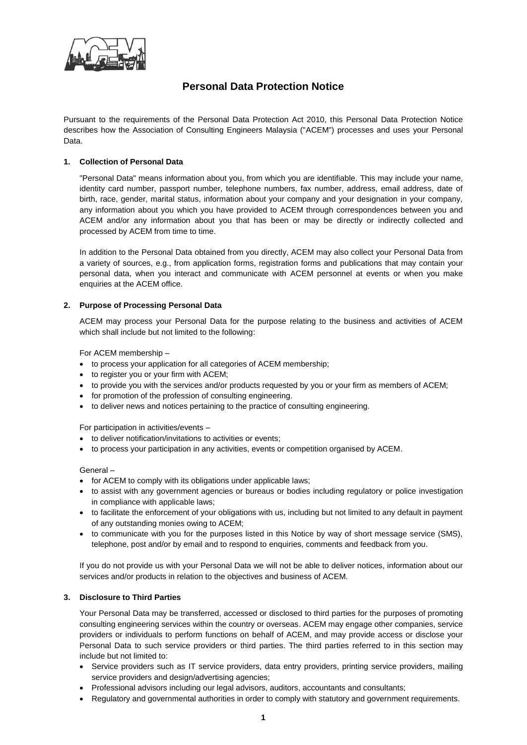# Personal Data Protection Notice

Pursuant to the requirements of the Personal Data Protection Act 2010, this Personal Data Protection Notice describes how the Association of Consulting Engineers Malaysia ("ACEM") processes and uses your Personal Data.

## 1. Collection of Personal Data

"Personal Data" means information about you, from which you are identifiable. This may include your name, identity card number, passport number, telephone numbers, fax number, address, email address, date of birth, race, gender, marital status, information about your company and your designation in your company, any information about you which you have provided to ACEM through correspondences between you and ACEM and/or any information about you that has been or may be directly or indirectly collected and processed by ACEM from time to time.

In addition to the Personal Data obtained from you directly, ACEM may also collect your Personal Data from a variety of sources, e.g., from application forms, registration forms and publications that may contain your personal data, when you interact and communicate with ACEM personnel at events or when you make enquiries at the ACEM office.

## 2. Purpose of Processing Personal Data

ACEM may process your Personal Data for the purpose relating to the business and activities of ACEM which shall include but not limited to the following:

For ACEM membership –

- to process your application for all categories of ACEM membership;
- to register you or your firm with ACEM;
- to provide you with the services and/or products requested by you or your firm as members of ACEM;
- for promotion of the profession of consulting engineering.
- to deliver news and notices pertaining to the practice of consulting engineering.

For participation in activities/events –

- to deliver notification/invitations to activities or events;
- to process your participation in any activities, events or competition organised by ACEM.

General –

- for ACEM to comply with its obligations under applicable laws;
- to assist with any government agencies or bureaus or bodies including regulatory or police investigation in compliance with applicable laws;
- to facilitate the enforcement of your obligations with us, including but not limited to any default in payment of any outstanding monies owing to ACEM;
- to communicate with you for the purposes listed in this Notice by way of short message service (SMS), telephone, post and/or by email and to respond to enquiries, comments and feedback from you.

If you do not provide us with your Personal Data we will not be able to deliver notices, information about our services and/or products in relation to the objectives and business of ACEM.

## 3. Disclosure to Third Parties

Your Personal Data may be transferred, accessed or disclosed to third parties for the purposes of promoting consulting engineering services within the country or overseas. ACEM may engage other companies, service providers or individuals to perform functions on behalf of ACEM, and may provide access or disclose your Personal Data to such service providers or third parties. The third parties referred to in this section may include but not limited to:

- Service providers such as IT service providers, data entry providers, printing service providers, mailing service providers and design/advertising agencies;
- Professional advisors including our legal advisors, auditors, accountants and consultants;
- Regulatory and governmental authorities in order to comply with statutory and government requirements.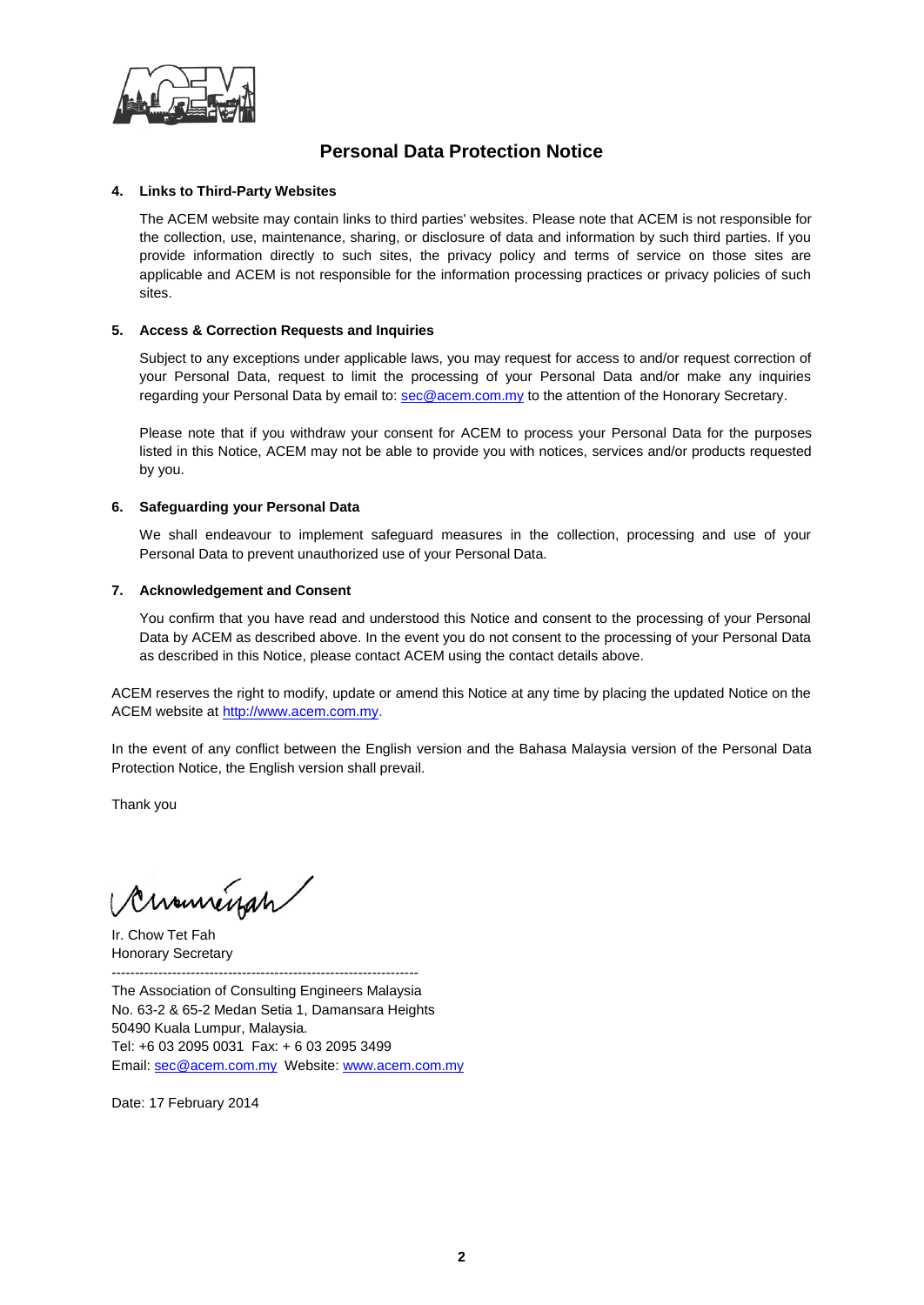## Personal Data Protection Notice

**4. Links to Third-Party Websites**

The ACEM website may contain links to third parties' websites. Please note that ACEM is not responsible for the collection, use, maintenance, sharing, or disclosure of data and information by such third parties. If you provide information directly to such sites, the privacy policy and terms of service on those sites are applicable and ACEM is not responsible for the information processing practices or privacy policies of such sites.

**5. Access & Correction Requests and Inquiries**

Subject to any exceptions under applicable laws, you may request for access to and/or request correction of your Personal Data, request to limit the processing of your Personal Data and/or make any inquiries regarding your Personal Data by email to: sec@acem.com.my to the attention of the Honorary Secretary.

Please note that if you withdraw your consent for ACEM to process your Personal Data for the purposes listed in this Notice, ACEM may not be able to provide you with notices, services and/or products requested by you.

**6. Safeguarding your Personal Data**

We shall endeavour to implement safeguard measures in the collection, processing and use of your Personal Data to prevent unauthorized use of your Personal Data.

**7. Acknowledgement and Consent**

You confirm that you have read and understood this Notice and consent to the processing of your Personal Data by ACEM as described above. In the event you do not consent to the processing of your Personal Data as described in this Notice, please contact ACEM using the contact details above.

ACEM reserves the right to modify, update or amend this Notice at any time by placing the updated Notice on the ACEM website at http://www.acem.com.my.

In the event of any conflict between the English version and the Bahasa Malaysia version of the Personal Data Protection Notice, the English version shall prevail.

Thank you

Ir. Chow Tet Fah
Honorary Secretary

------------------------------------------------------------------

The Association of Consulting Engineers Malaysia
No. 63-2 & 65-2 Medan Setia 1, Damansara Heights
50490 Kuala Lumpur, Malaysia.
Tel: +6 03 2095 0031 Fax: + 6 03 2095 3499
Email: sec@acem.com.my Website: www.acem.com.my

Date: 17 February 2014